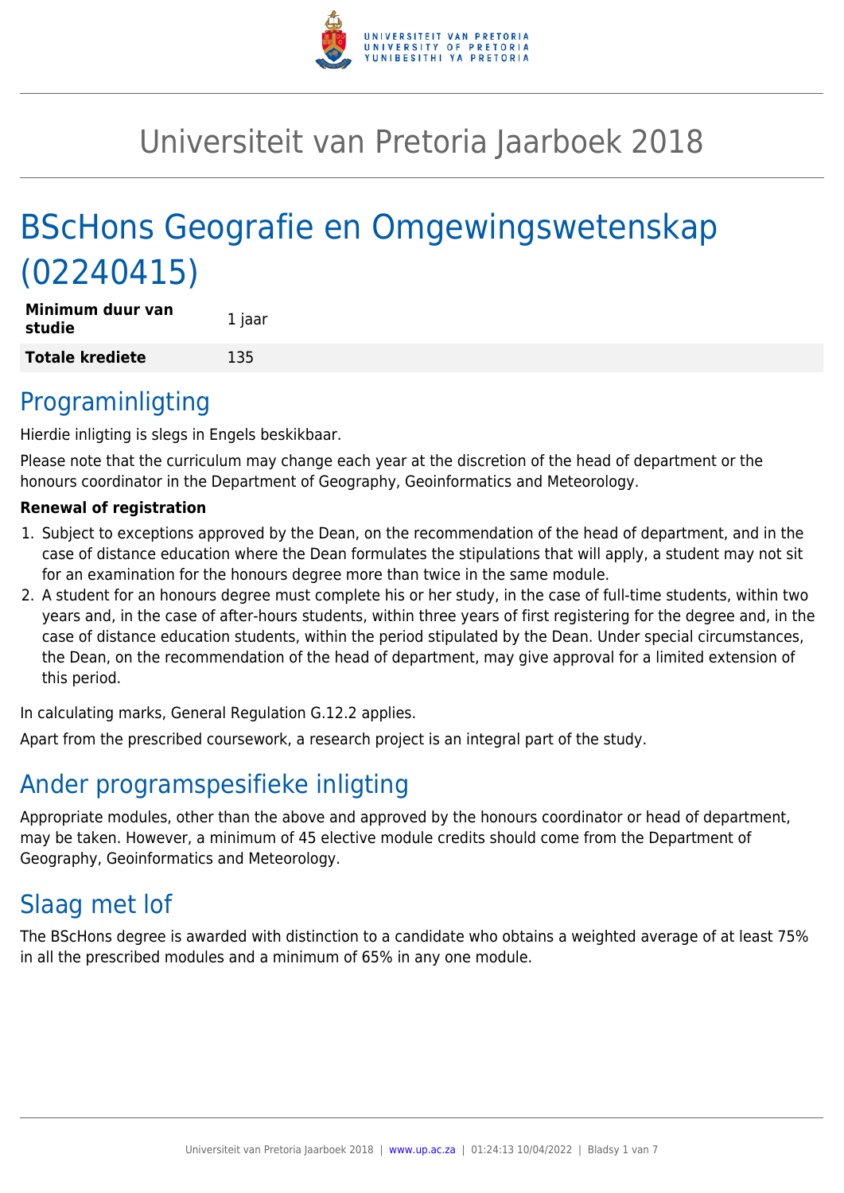# Universiteit van Pretoria Jaarboek 2018

# BScHons Geografie en Omgewingswetenskap (02240415)

| | |
|---|---|
| **Minimum duur van studie** | 1 jaar |
| **Totale krediete** | 135 |

## Programinligting

Hierdie inligting is slegs in Engels beskikbaar.

Please note that the curriculum may change each year at the discretion of the head of department or the honours coordinator in the Department of Geography, Geoinformatics and Meteorology.

**Renewal of registration**

1. Subject to exceptions approved by the Dean, on the recommendation of the head of department, and in the case of distance education where the Dean formulates the stipulations that will apply, a student may not sit for an examination for the honours degree more than twice in the same module.
2. A student for an honours degree must complete his or her study, in the case of full-time students, within two years and, in the case of after-hours students, within three years of first registering for the degree and, in the case of distance education students, within the period stipulated by the Dean. Under special circumstances, the Dean, on the recommendation of the head of department, may give approval for a limited extension of this period.

In calculating marks, General Regulation G.12.2 applies.

Apart from the prescribed coursework, a research project is an integral part of the study.

## Ander programspesifieke inligting

Appropriate modules, other than the above and approved by the honours coordinator or head of department, may be taken. However, a minimum of 45 elective module credits should come from the Department of Geography, Geoinformatics and Meteorology.

## Slaag met lof

The BScHons degree is awarded with distinction to a candidate who obtains a weighted average of at least 75% in all the prescribed modules and a minimum of 65% in any one module.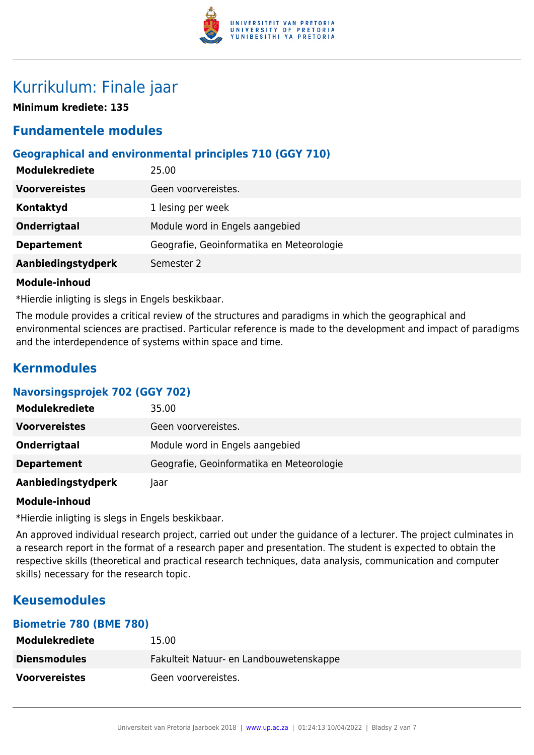# Kurrikulum: Finale jaar

**Minimum krediete: 135**

## Fundamentele modules

### Geographical and environmental principles 710 (GGY 710)

| | |
|---|---|
| **Modulekrediete** | 25.00 |
| **Voorvereistes** | Geen voorvereistes. |
| **Kontaktyd** | 1 lesing per week |
| **Onderrigtaal** | Module word in Engels aangebied |
| **Departement** | Geografie, Geoinformatika en Meteorologie |
| **Aanbiedingstydperk** | Semester 2 |

**Module-inhoud**

*Hierdie inligting is slegs in Engels beskikbaar.

The module provides a critical review of the structures and paradigms in which the geographical and environmental sciences are practised. Particular reference is made to the development and impact of paradigms and the interdependence of systems within space and time.

## Kernmodules

### Navorsingsprojek 702 (GGY 702)

| | |
|---|---|
| **Modulekrediete** | 35.00 |
| **Voorvereistes** | Geen voorvereistes. |
| **Onderrigtaal** | Module word in Engels aangebied |
| **Departement** | Geografie, Geoinformatika en Meteorologie |
| **Aanbiedingstydperk** | Jaar |

**Module-inhoud**

*Hierdie inligting is slegs in Engels beskikbaar.

An approved individual research project, carried out under the guidance of a lecturer. The project culminates in a research report in the format of a research paper and presentation. The student is expected to obtain the respective skills (theoretical and practical research techniques, data analysis, communication and computer skills) necessary for the research topic.

## Keusemodules

### Biometrie 780 (BME 780)

| | |
|---|---|
| **Modulekrediete** | 15.00 |
| **Diensmodules** | Fakulteit Natuur- en Landbouwetenskappe |
| **Voorvereistes** | Geen voorvereistes. |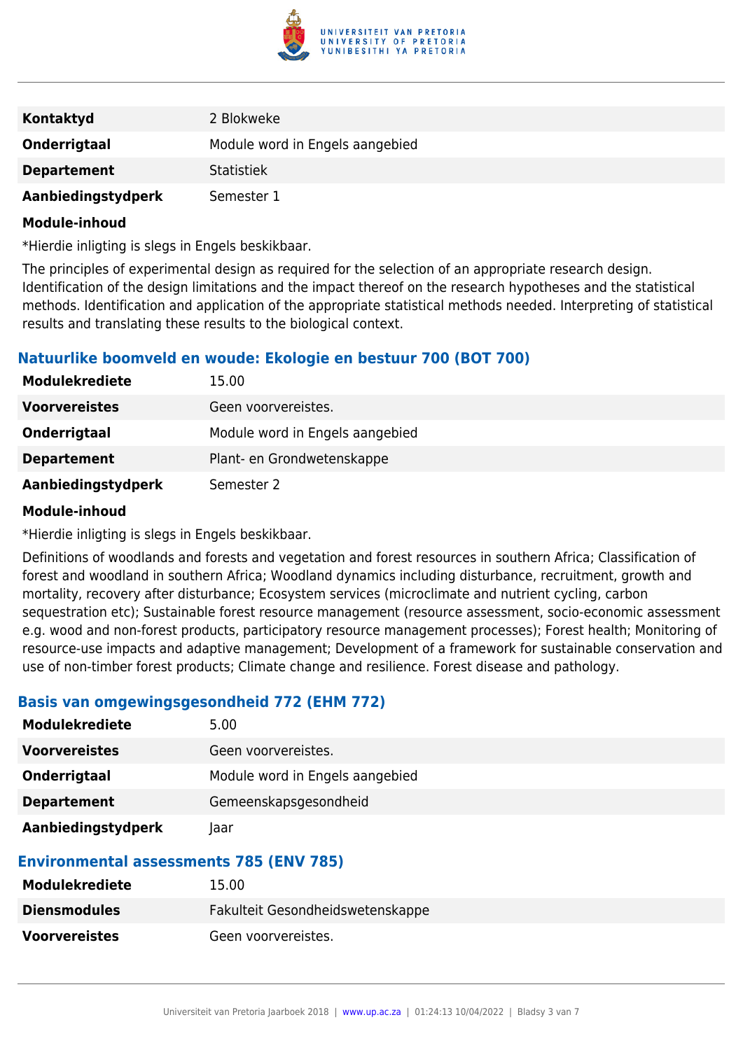| | |
|---|---|
| **Kontaktyd** | 2 Blokweke |
| **Onderrigtaal** | Module word in Engels aangebied |
| **Departement** | Statistiek |
| **Aanbiedingstydperk** | Semester 1 |

**Module-inhoud**

*Hierdie inligting is slegs in Engels beskikbaar.

The principles of experimental design as required for the selection of an appropriate research design. Identification of the design limitations and the impact thereof on the research hypotheses and the statistical methods. Identification and application of the appropriate statistical methods needed. Interpreting of statistical results and translating these results to the biological context.

### Natuurlike boomveld en woude: Ekologie en bestuur 700 (BOT 700)

| | |
|---|---|
| **Modulekrediete** | 15.00 |
| **Voorvereistes** | Geen voorvereistes. |
| **Onderrigtaal** | Module word in Engels aangebied |
| **Departement** | Plant- en Grondwetenskappe |
| **Aanbiedingstydperk** | Semester 2 |

**Module-inhoud**

*Hierdie inligting is slegs in Engels beskikbaar.

Definitions of woodlands and forests and vegetation and forest resources in southern Africa; Classification of forest and woodland in southern Africa; Woodland dynamics including disturbance, recruitment, growth and mortality, recovery after disturbance; Ecosystem services (microclimate and nutrient cycling, carbon sequestration etc); Sustainable forest resource management (resource assessment, socio-economic assessment e.g. wood and non-forest products, participatory resource management processes); Forest health; Monitoring of resource-use impacts and adaptive management; Development of a framework for sustainable conservation and use of non-timber forest products; Climate change and resilience. Forest disease and pathology.

### Basis van omgewingsgesondheid 772 (EHM 772)

| | |
|---|---|
| **Modulekrediete** | 5.00 |
| **Voorvereistes** | Geen voorvereistes. |
| **Onderrigtaal** | Module word in Engels aangebied |
| **Departement** | Gemeenskapsgesondheid |
| **Aanbiedingstydperk** | Jaar |

### Environmental assessments 785 (ENV 785)

| | |
|---|---|
| **Modulekrediete** | 15.00 |
| **Diensmodules** | Fakulteit Gesondheidswetenskappe |
| **Voorvereistes** | Geen voorvereistes. |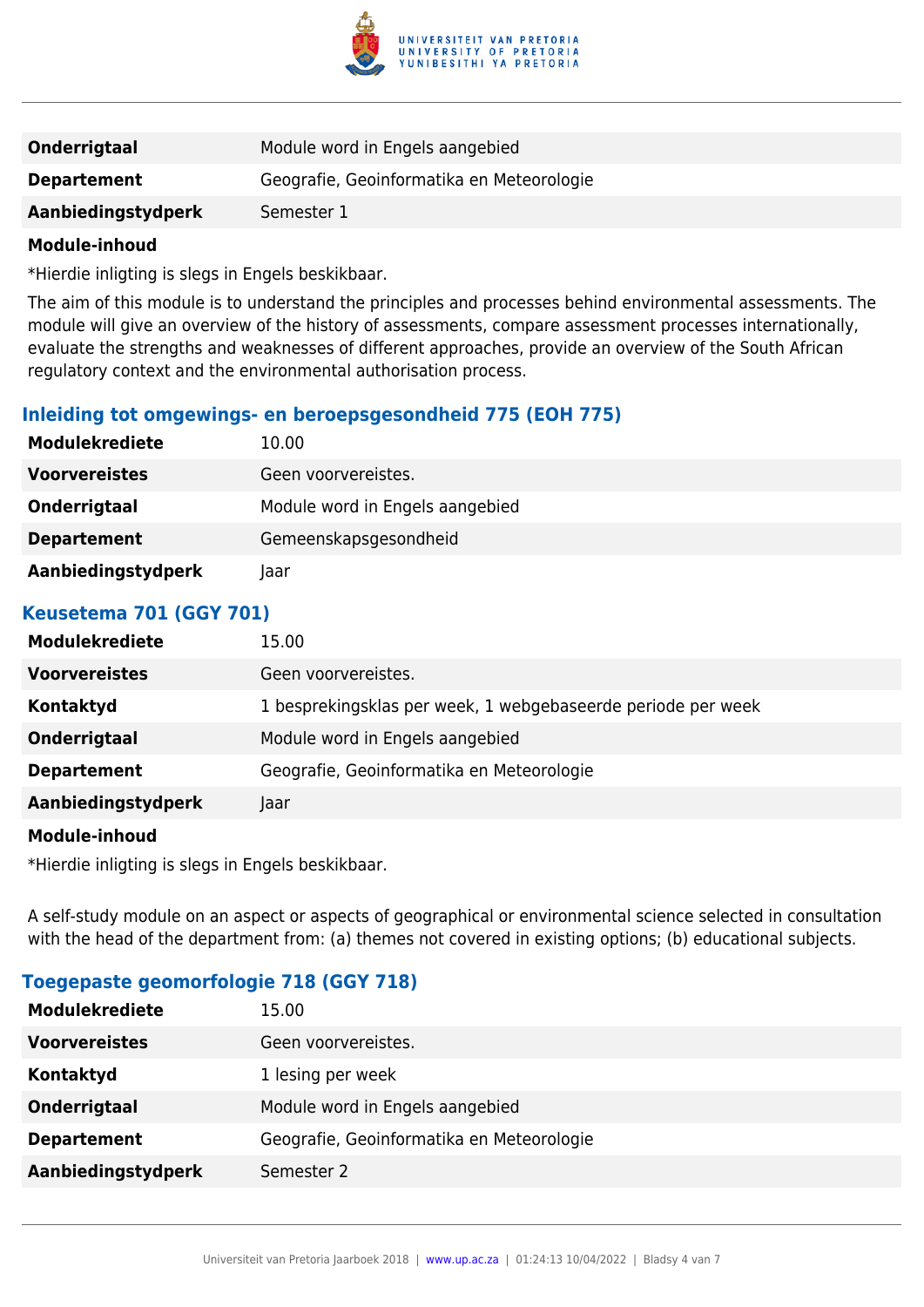| | |
|---|---|
| **Onderrigtaal** | Module word in Engels aangebied |
| **Departement** | Geografie, Geoinformatika en Meteorologie |
| **Aanbiedingstydperk** | Semester 1 |

**Module-inhoud**

*Hierdie inligting is slegs in Engels beskikbaar.

The aim of this module is to understand the principles and processes behind environmental assessments. The module will give an overview of the history of assessments, compare assessment processes internationally, evaluate the strengths and weaknesses of different approaches, provide an overview of the South African regulatory context and the environmental authorisation process.

### Inleiding tot omgewings- en beroepsgesondheid 775 (EOH 775)

| | |
|---|---|
| **Modulekrediete** | 10.00 |
| **Voorvereistes** | Geen voorvereistes. |
| **Onderrigtaal** | Module word in Engels aangebied |
| **Departement** | Gemeenskapsgesondheid |
| **Aanbiedingstydperk** | Jaar |

### Keusetema 701 (GGY 701)

| | |
|---|---|
| **Modulekrediete** | 15.00 |
| **Voorvereistes** | Geen voorvereistes. |
| **Kontaktyd** | 1 besprekingsklas per week, 1 webgebaseerde periode per week |
| **Onderrigtaal** | Module word in Engels aangebied |
| **Departement** | Geografie, Geoinformatika en Meteorologie |
| **Aanbiedingstydperk** | Jaar |

**Module-inhoud**

*Hierdie inligting is slegs in Engels beskikbaar.

A self-study module on an aspect or aspects of geographical or environmental science selected in consultation with the head of the department from: (a) themes not covered in existing options; (b) educational subjects.

### Toegepaste geomorfologie 718 (GGY 718)

| | |
|---|---|
| **Modulekrediete** | 15.00 |
| **Voorvereistes** | Geen voorvereistes. |
| **Kontaktyd** | 1 lesing per week |
| **Onderrigtaal** | Module word in Engels aangebied |
| **Departement** | Geografie, Geoinformatika en Meteorologie |
| **Aanbiedingstydperk** | Semester 2 |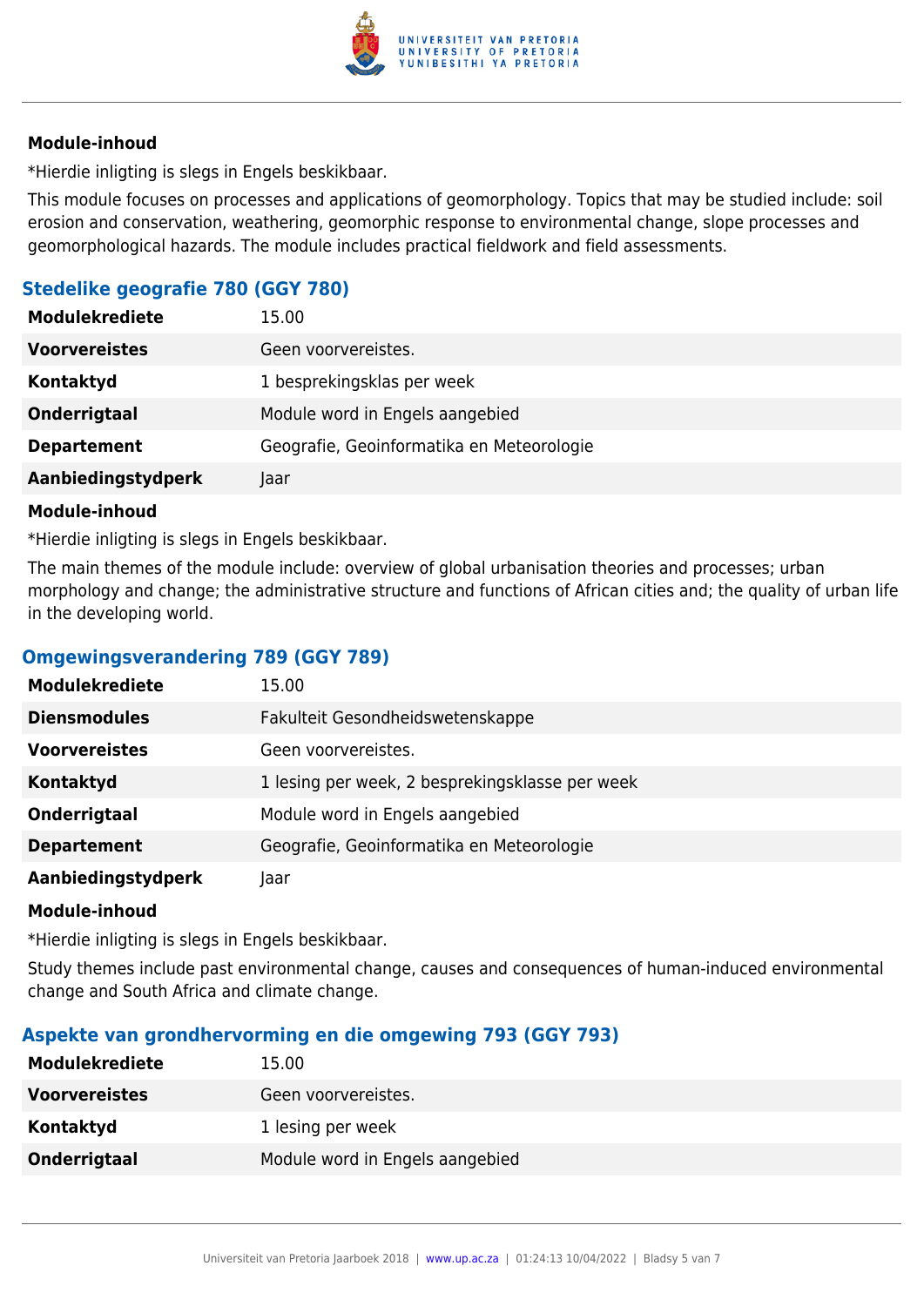**Module-inhoud**

*Hierdie inligting is slegs in Engels beskikbaar.

This module focuses on processes and applications of geomorphology. Topics that may be studied include: soil erosion and conservation, weathering, geomorphic response to environmental change, slope processes and geomorphological hazards. The module includes practical fieldwork and field assessments.

### Stedelike geografie 780 (GGY 780)

| | |
|---|---|
| **Modulekrediete** | 15.00 |
| **Voorvereistes** | Geen voorvereistes. |
| **Kontaktyd** | 1 besprekingsklas per week |
| **Onderrigtaal** | Module word in Engels aangebied |
| **Departement** | Geografie, Geoinformatika en Meteorologie |
| **Aanbiedingstydperk** | Jaar |

**Module-inhoud**

*Hierdie inligting is slegs in Engels beskikbaar.

The main themes of the module include: overview of global urbanisation theories and processes; urban morphology and change; the administrative structure and functions of African cities and; the quality of urban life in the developing world.

### Omgewingsverandering 789 (GGY 789)

| | |
|---|---|
| **Modulekrediete** | 15.00 |
| **Diensmodules** | Fakulteit Gesondheidswetenskappe |
| **Voorvereistes** | Geen voorvereistes. |
| **Kontaktyd** | 1 lesing per week, 2 besprekingsklasse per week |
| **Onderrigtaal** | Module word in Engels aangebied |
| **Departement** | Geografie, Geoinformatika en Meteorologie |
| **Aanbiedingstydperk** | Jaar |

**Module-inhoud**

*Hierdie inligting is slegs in Engels beskikbaar.

Study themes include past environmental change, causes and consequences of human-induced environmental change and South Africa and climate change.

### Aspekte van grondhervorming en die omgewing 793 (GGY 793)

| | |
|---|---|
| **Modulekrediete** | 15.00 |
| **Voorvereistes** | Geen voorvereistes. |
| **Kontaktyd** | 1 lesing per week |
| **Onderrigtaal** | Module word in Engels aangebied |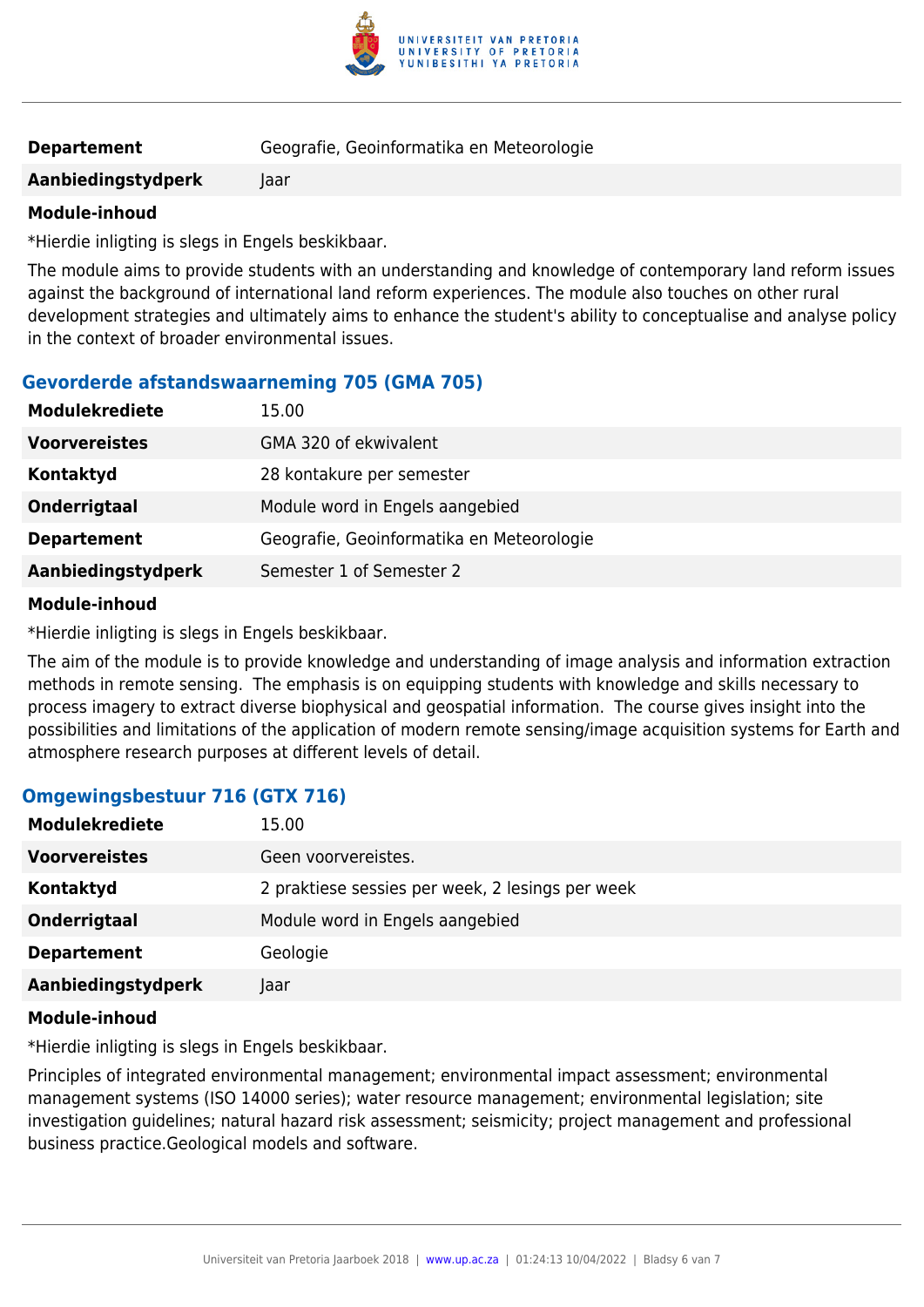| | |
|---|---|
| **Departement** | Geografie, Geoinformatika en Meteorologie |
| **Aanbiedingstydperk** | Jaar |

**Module-inhoud**

*Hierdie inligting is slegs in Engels beskikbaar.

The module aims to provide students with an understanding and knowledge of contemporary land reform issues against the background of international land reform experiences. The module also touches on other rural development strategies and ultimately aims to enhance the student's ability to conceptualise and analyse policy in the context of broader environmental issues.

### Gevorderde afstandswaarneming 705 (GMA 705)

| | |
|---|---|
| **Modulekrediete** | 15.00 |
| **Voorvereistes** | GMA 320 of ekwivalent |
| **Kontaktyd** | 28 kontakure per semester |
| **Onderrigtaal** | Module word in Engels aangebied |
| **Departement** | Geografie, Geoinformatika en Meteorologie |
| **Aanbiedingstydperk** | Semester 1 of Semester 2 |

**Module-inhoud**

*Hierdie inligting is slegs in Engels beskikbaar.

The aim of the module is to provide knowledge and understanding of image analysis and information extraction methods in remote sensing. The emphasis is on equipping students with knowledge and skills necessary to process imagery to extract diverse biophysical and geospatial information. The course gives insight into the possibilities and limitations of the application of modern remote sensing/image acquisition systems for Earth and atmosphere research purposes at different levels of detail.

### Omgewingsbestuur 716 (GTX 716)

| | |
|---|---|
| **Modulekrediete** | 15.00 |
| **Voorvereistes** | Geen voorvereistes. |
| **Kontaktyd** | 2 praktiese sessies per week, 2 lesings per week |
| **Onderrigtaal** | Module word in Engels aangebied |
| **Departement** | Geologie |
| **Aanbiedingstydperk** | Jaar |

**Module-inhoud**

*Hierdie inligting is slegs in Engels beskikbaar.

Principles of integrated environmental management; environmental impact assessment; environmental management systems (ISO 14000 series); water resource management; environmental legislation; site investigation guidelines; natural hazard risk assessment; seismicity; project management and professional business practice.Geological models and software.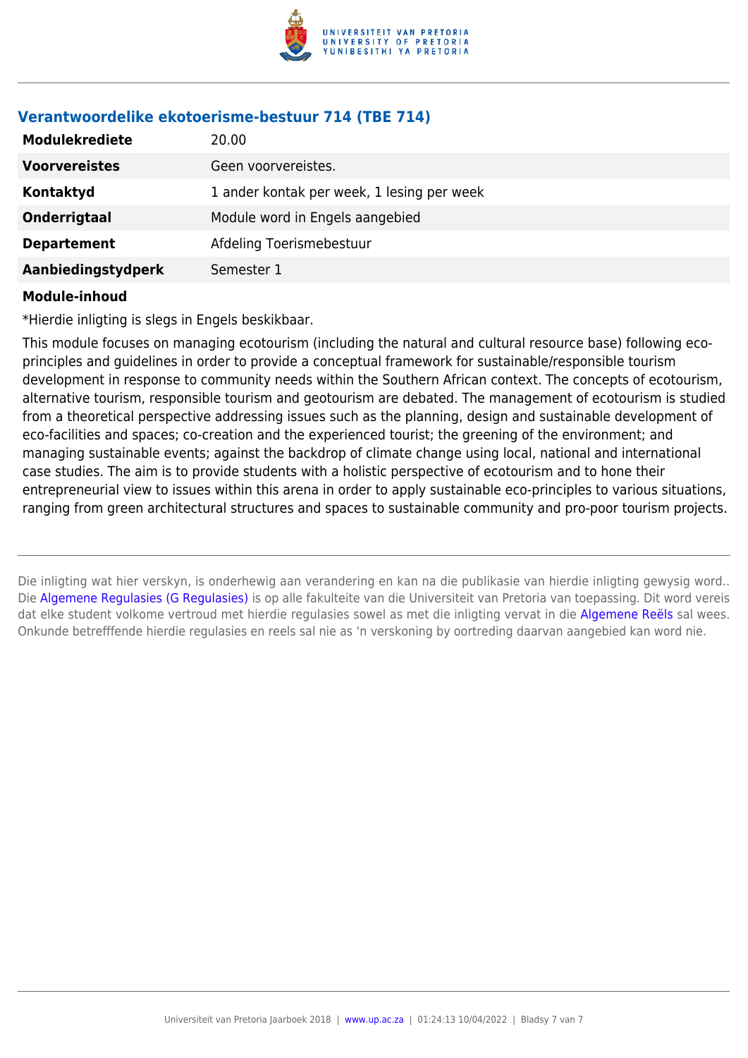## Verantwoordelike ekotoerisme-bestuur 714 (TBE 714)

| | |
|---|---|
| **Modulekrediete** | 20.00 |
| **Voorvereistes** | Geen voorvereistes. |
| **Kontaktyd** | 1 ander kontak per week, 1 lesing per week |
| **Onderrigtaal** | Module word in Engels aangebied |
| **Departement** | Afdeling Toerismebestuur |
| **Aanbiedingstydperk** | Semester 1 |

**Module-inhoud**

*Hierdie inligting is slegs in Engels beskikbaar.

This module focuses on managing ecotourism (including the natural and cultural resource base) following eco-principles and guidelines in order to provide a conceptual framework for sustainable/responsible tourism development in response to community needs within the Southern African context. The concepts of ecotourism, alternative tourism, responsible tourism and geotourism are debated. The management of ecotourism is studied from a theoretical perspective addressing issues such as the planning, design and sustainable development of eco-facilities and spaces; co-creation and the experienced tourist; the greening of the environment; and managing sustainable events; against the backdrop of climate change using local, national and international case studies. The aim is to provide students with a holistic perspective of ecotourism and to hone their entrepreneurial view to issues within this arena in order to apply sustainable eco-principles to various situations, ranging from green architectural structures and spaces to sustainable community and pro-poor tourism projects.

---

Die inligting wat hier verskyn, is onderhewig aan verandering en kan na die publikasie van hierdie inligting gewysig word.. Die Algemene Regulasies (G Regulasies) is op alle fakulteite van die Universiteit van Pretoria van toepassing. Dit word vereis dat elke student volkome vertroud met hierdie regulasies sowel as met die inligting vervat in die Algemene Reëls sal wees. Onkunde betreffende hierdie regulasies en reels sal nie as 'n verskoning by oortreding daarvan aangebied kan word nie.